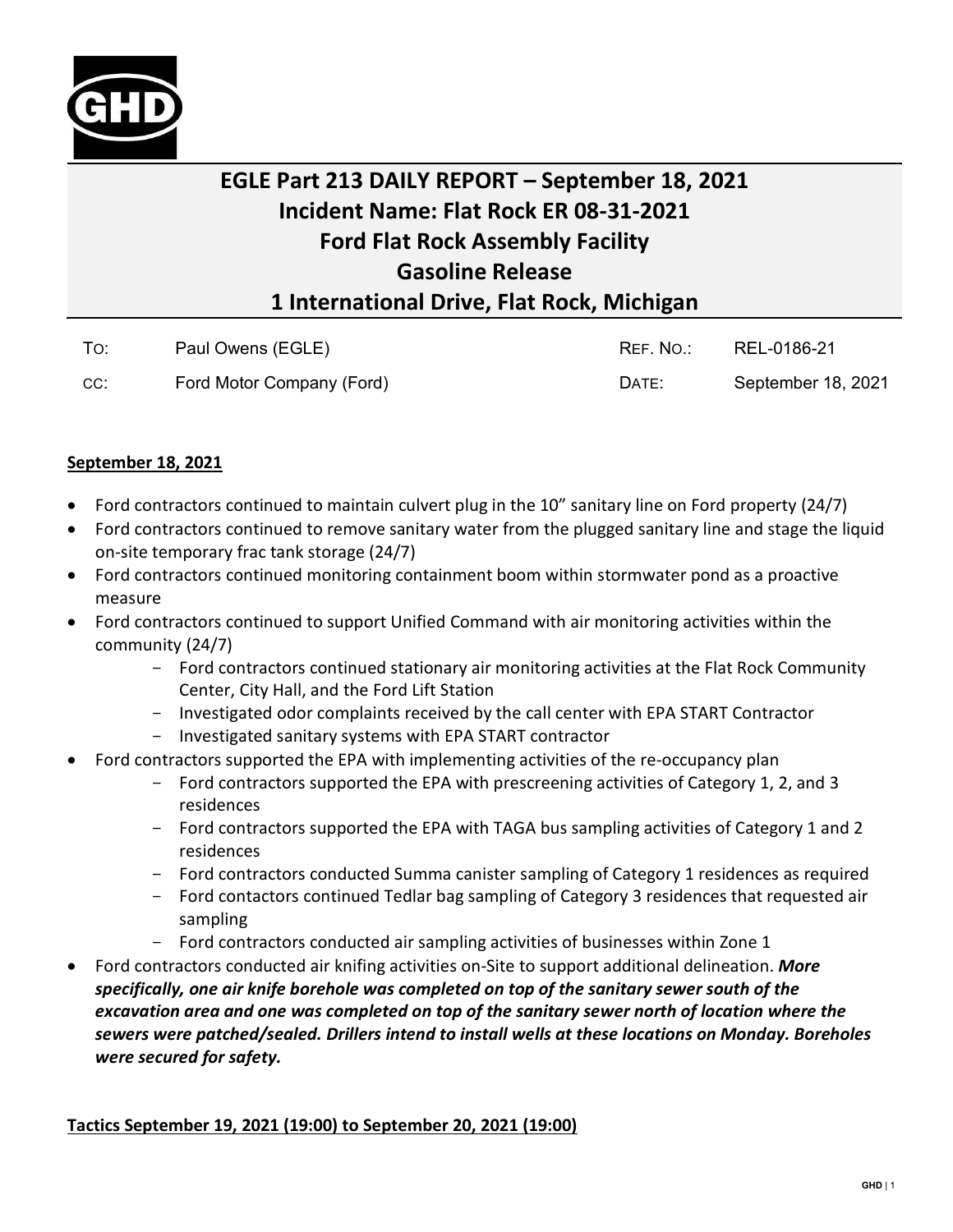# EGLE Part 213 DAILY REPORT – September 18, 2021
# Incident Name: Flat Rock ER 08-31-2021
# Ford Flat Rock Assembly Facility
# Gasoline Release
# 1 International Drive, Flat Rock, Michigan

| | | | |
|---|---|---|---|
| TO: | Paul Owens (EGLE) | REF. NO.: | REL-0186-21 |
| CC: | Ford Motor Company (Ford) | DATE: | September 18, 2021 |

## September 18, 2021

- Ford contractors continued to maintain culvert plug in the 10" sanitary line on Ford property (24/7)
- Ford contractors continued to remove sanitary water from the plugged sanitary line and stage the liquid on-site temporary frac tank storage (24/7)
- Ford contractors continued monitoring containment boom within stormwater pond as a proactive measure
- Ford contractors continued to support Unified Command with air monitoring activities within the community (24/7)
  - Ford contractors continued stationary air monitoring activities at the Flat Rock Community Center, City Hall, and the Ford Lift Station
  - Investigated odor complaints received by the call center with EPA START Contractor
  - Investigated sanitary systems with EPA START contractor
- Ford contractors supported the EPA with implementing activities of the re-occupancy plan
  - Ford contractors supported the EPA with prescreening activities of Category 1, 2, and 3 residences
  - Ford contractors supported the EPA with TAGA bus sampling activities of Category 1 and 2 residences
  - Ford contractors conducted Summa canister sampling of Category 1 residences as required
  - Ford contactors continued Tedlar bag sampling of Category 3 residences that requested air sampling
  - Ford contractors conducted air sampling activities of businesses within Zone 1
- Ford contractors conducted air knifing activities on-Site to support additional delineation. ***More specifically, one air knife borehole was completed on top of the sanitary sewer south of the excavation area and one was completed on top of the sanitary sewer north of location where the sewers were patched/sealed. Drillers intend to install wells at these locations on Monday. Boreholes were secured for safety.***

## Tactics September 19, 2021 (19:00) to September 20, 2021 (19:00)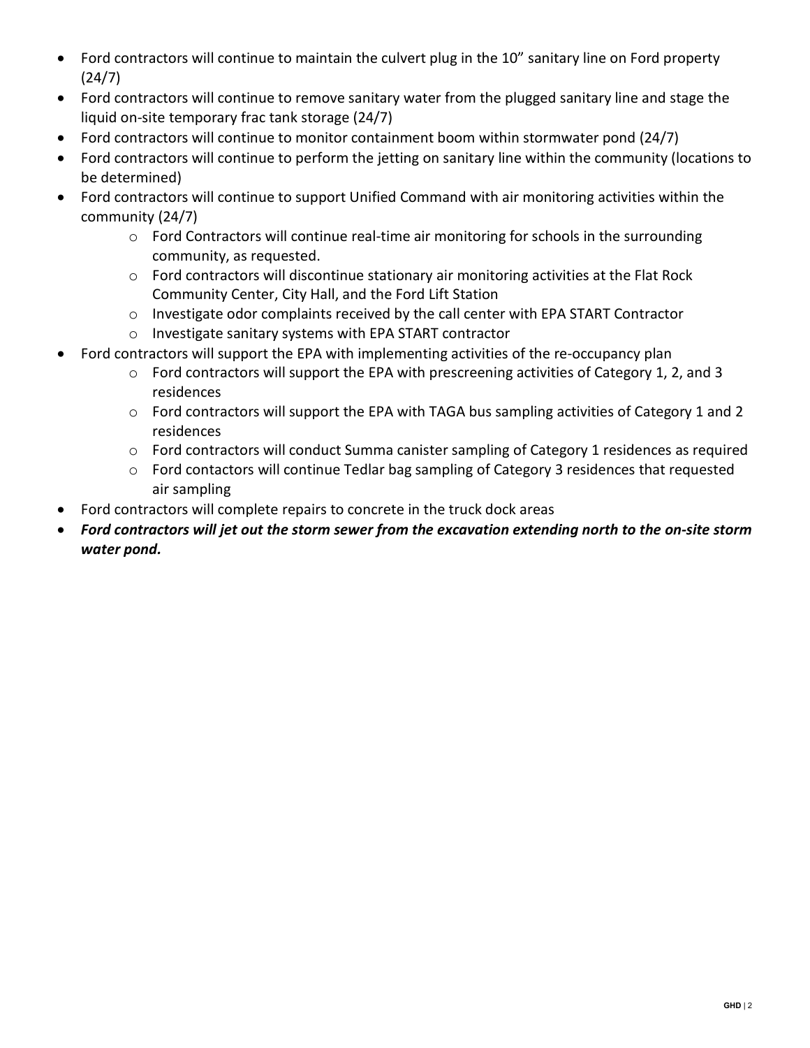- Ford contractors will continue to maintain the culvert plug in the 10” sanitary line on Ford property (24/7)
- Ford contractors will continue to remove sanitary water from the plugged sanitary line and stage the liquid on-site temporary frac tank storage (24/7)
- Ford contractors will continue to monitor containment boom within stormwater pond (24/7)
- Ford contractors will continue to perform the jetting on sanitary line within the community (locations to be determined)
- Ford contractors will continue to support Unified Command with air monitoring activities within the community (24/7)
  - Ford Contractors will continue real-time air monitoring for schools in the surrounding community, as requested.
  - Ford contractors will discontinue stationary air monitoring activities at the Flat Rock Community Center, City Hall, and the Ford Lift Station
  - Investigate odor complaints received by the call center with EPA START Contractor
  - Investigate sanitary systems with EPA START contractor
- Ford contractors will support the EPA with implementing activities of the re-occupancy plan
  - Ford contractors will support the EPA with prescreening activities of Category 1, 2, and 3 residences
  - Ford contractors will support the EPA with TAGA bus sampling activities of Category 1 and 2 residences
  - Ford contractors will conduct Summa canister sampling of Category 1 residences as required
  - Ford contactors will continue Tedlar bag sampling of Category 3 residences that requested air sampling
- Ford contractors will complete repairs to concrete in the truck dock areas
- ***Ford contractors will jet out the storm sewer from the excavation extending north to the on-site storm water pond.***